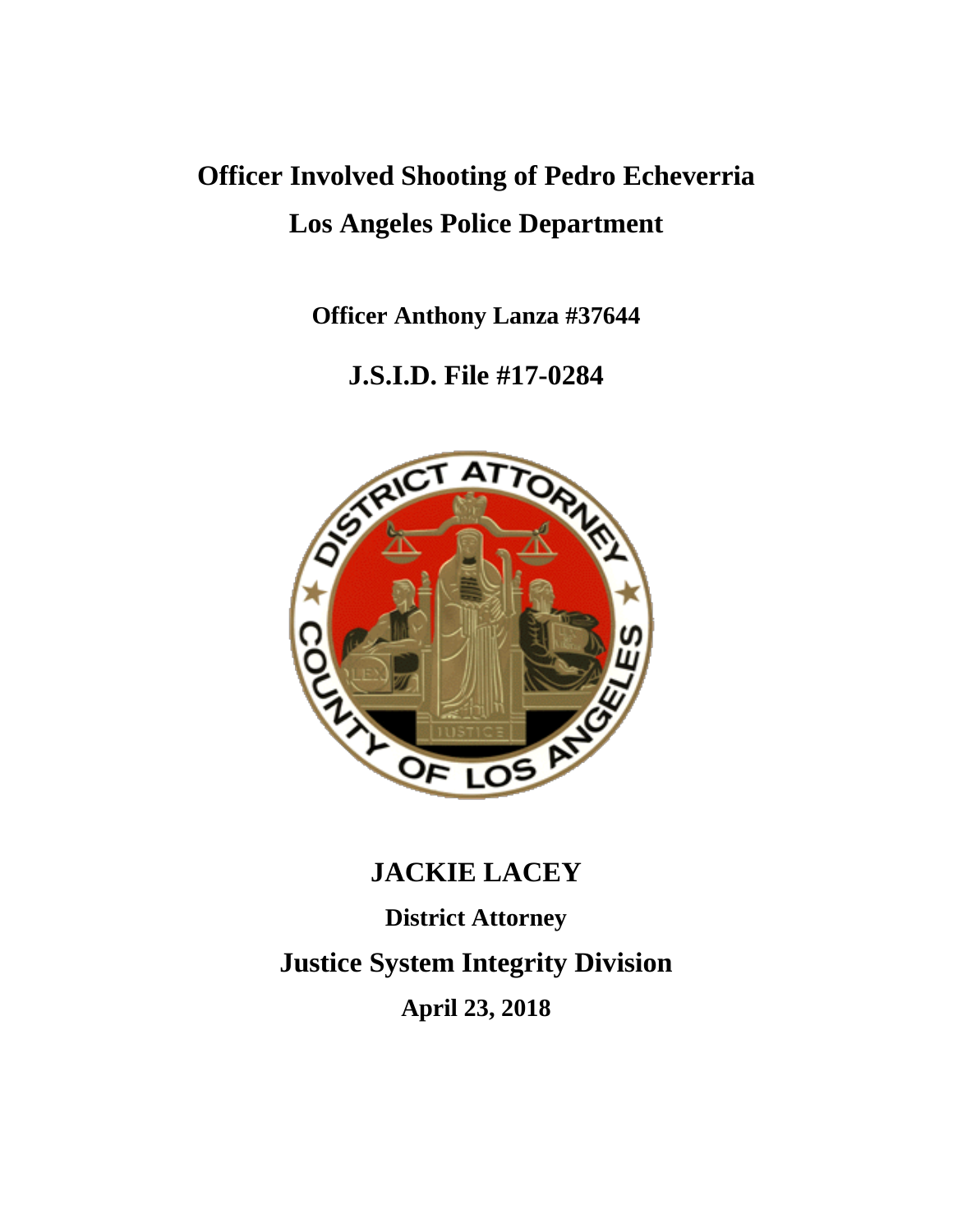# Officer Involved Shooting of Pedro Echeverria

# Los Angeles Police Department

**Officer Anthony Lanza #37644**

## J.S.I.D. File #17-0284

## JACKIE LACEY

**District Attorney**

## Justice System Integrity Division

**April 23, 2018**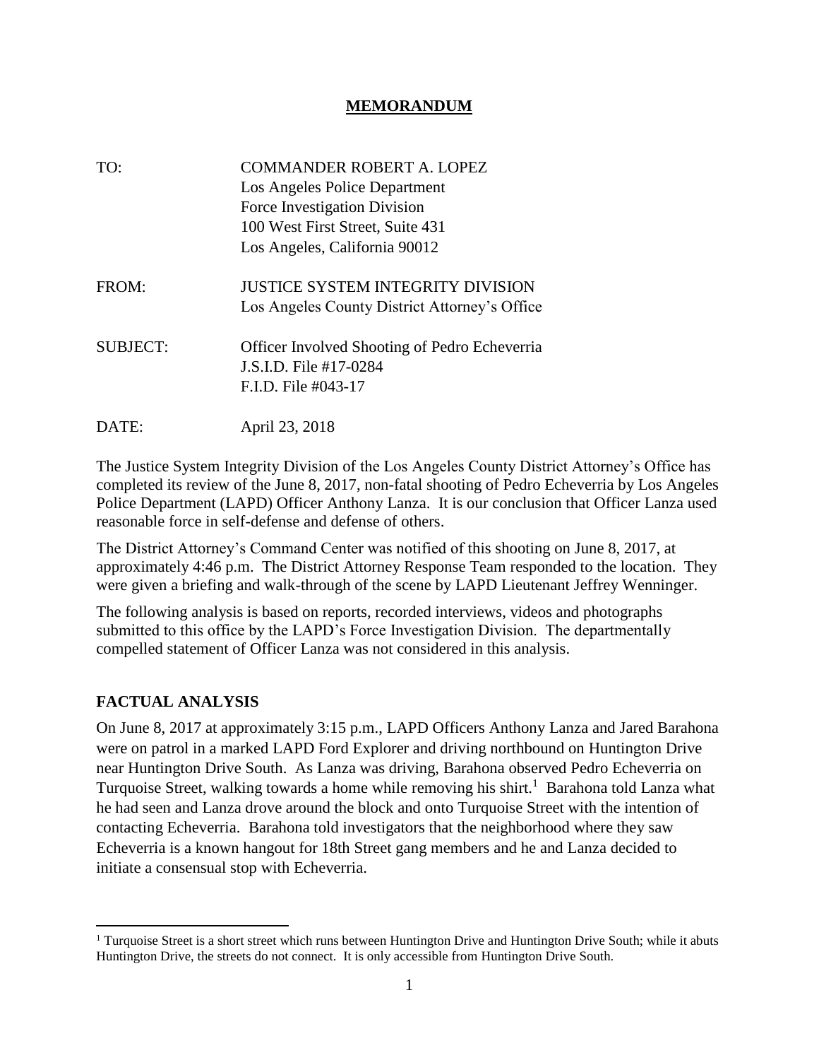## MEMORANDUM

| | |
|---|---|
| TO: | COMMANDER ROBERT A. LOPEZ<br>Los Angeles Police Department<br>Force Investigation Division<br>100 West First Street, Suite 431<br>Los Angeles, California 90012 |
| FROM: | JUSTICE SYSTEM INTEGRITY DIVISION<br>Los Angeles County District Attorney's Office |
| SUBJECT: | Officer Involved Shooting of Pedro Echeverria<br>J.S.I.D. File #17-0284<br>F.I.D. File #043-17 |
| DATE: | April 23, 2018 |

The Justice System Integrity Division of the Los Angeles County District Attorney's Office has completed its review of the June 8, 2017, non-fatal shooting of Pedro Echeverria by Los Angeles Police Department (LAPD) Officer Anthony Lanza. It is our conclusion that Officer Lanza used reasonable force in self-defense and defense of others.

The District Attorney's Command Center was notified of this shooting on June 8, 2017, at approximately 4:46 p.m. The District Attorney Response Team responded to the location. They were given a briefing and walk-through of the scene by LAPD Lieutenant Jeffrey Wenninger.

The following analysis is based on reports, recorded interviews, videos and photographs submitted to this office by the LAPD's Force Investigation Division. The departmentally compelled statement of Officer Lanza was not considered in this analysis.

## FACTUAL ANALYSIS

On June 8, 2017 at approximately 3:15 p.m., LAPD Officers Anthony Lanza and Jared Barahona were on patrol in a marked LAPD Ford Explorer and driving northbound on Huntington Drive near Huntington Drive South. As Lanza was driving, Barahona observed Pedro Echeverria on Turquoise Street, walking towards a home while removing his shirt.[1] Barahona told Lanza what he had seen and Lanza drove around the block and onto Turquoise Street with the intention of contacting Echeverria. Barahona told investigators that the neighborhood where they saw Echeverria is a known hangout for 18th Street gang members and he and Lanza decided to initiate a consensual stop with Echeverria.

[1] Turquoise Street is a short street which runs between Huntington Drive and Huntington Drive South; while it abuts Huntington Drive, the streets do not connect. It is only accessible from Huntington Drive South.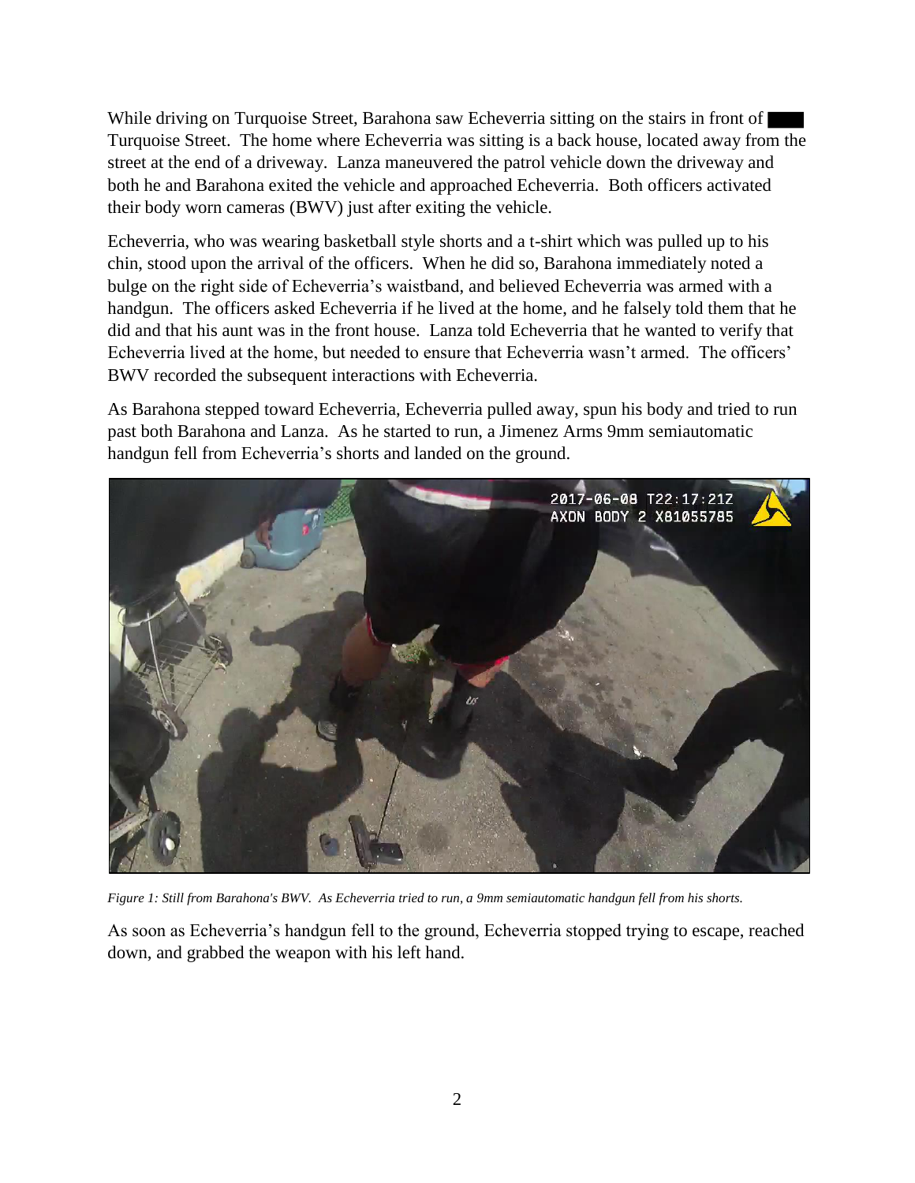While driving on Turquoise Street, Barahona saw Echeverria sitting on the stairs in front of ■■■ Turquoise Street. The home where Echeverria was sitting is a back house, located away from the street at the end of a driveway. Lanza maneuvered the patrol vehicle down the driveway and both he and Barahona exited the vehicle and approached Echeverria. Both officers activated their body worn cameras (BWV) just after exiting the vehicle.

Echeverria, who was wearing basketball style shorts and a t-shirt which was pulled up to his chin, stood upon the arrival of the officers. When he did so, Barahona immediately noted a bulge on the right side of Echeverria's waistband, and believed Echeverria was armed with a handgun. The officers asked Echeverria if he lived at the home, and he falsely told them that he did and that his aunt was in the front house. Lanza told Echeverria that he wanted to verify that Echeverria lived at the home, but needed to ensure that Echeverria wasn't armed. The officers' BWV recorded the subsequent interactions with Echeverria.

As Barahona stepped toward Echeverria, Echeverria pulled away, spun his body and tried to run past both Barahona and Lanza. As he started to run, a Jimenez Arms 9mm semiautomatic handgun fell from Echeverria's shorts and landed on the ground.

*Figure 1: Still from Barahona's BWV. As Echeverria tried to run, a 9mm semiautomatic handgun fell from his shorts.*

As soon as Echeverria's handgun fell to the ground, Echeverria stopped trying to escape, reached down, and grabbed the weapon with his left hand.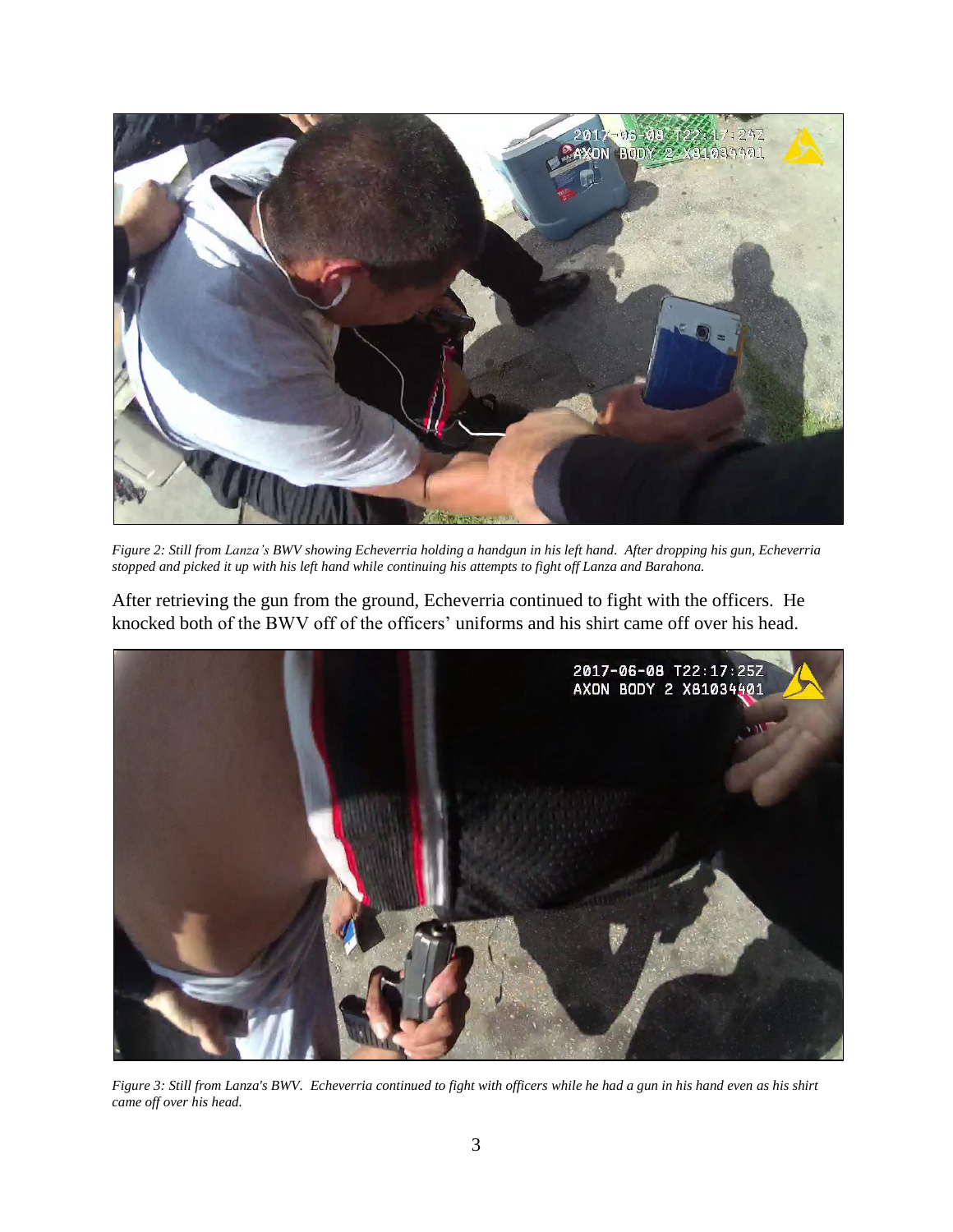*Figure 2: Still from Lanza's BWV showing Echeverria holding a handgun in his left hand. After dropping his gun, Echeverria stopped and picked it up with his left hand while continuing his attempts to fight off Lanza and Barahona.*

After retrieving the gun from the ground, Echeverria continued to fight with the officers. He knocked both of the BWV off of the officers' uniforms and his shirt came off over his head.

*Figure 3: Still from Lanza's BWV. Echeverria continued to fight with officers while he had a gun in his hand even as his shirt came off over his head.*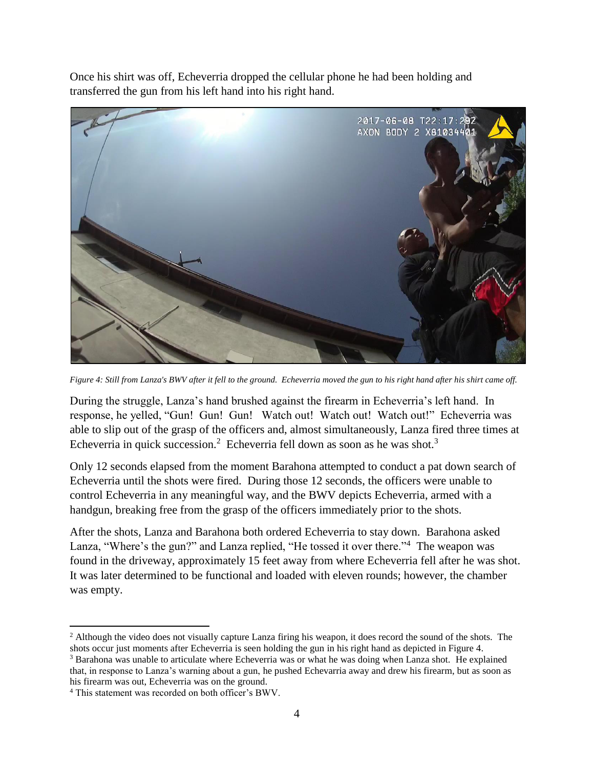Once his shirt was off, Echeverria dropped the cellular phone he had been holding and transferred the gun from his left hand into his right hand.

*Figure 4: Still from Lanza's BWV after it fell to the ground. Echeverria moved the gun to his right hand after his shirt came off.*

During the struggle, Lanza's hand brushed against the firearm in Echeverria's left hand. In response, he yelled, "Gun! Gun! Gun! Watch out! Watch out! Watch out!" Echeverria was able to slip out of the grasp of the officers and, almost simultaneously, Lanza fired three times at Echeverria in quick succession.[2] Echeverria fell down as soon as he was shot.[3]

Only 12 seconds elapsed from the moment Barahona attempted to conduct a pat down search of Echeverria until the shots were fired. During those 12 seconds, the officers were unable to control Echeverria in any meaningful way, and the BWV depicts Echeverria, armed with a handgun, breaking free from the grasp of the officers immediately prior to the shots.

After the shots, Lanza and Barahona both ordered Echeverria to stay down. Barahona asked Lanza, "Where's the gun?" and Lanza replied, "He tossed it over there."[4] The weapon was found in the driveway, approximately 15 feet away from where Echeverria fell after he was shot. It was later determined to be functional and loaded with eleven rounds; however, the chamber was empty.

---

[2] Although the video does not visually capture Lanza firing his weapon, it does record the sound of the shots. The shots occur just moments after Echeverria is seen holding the gun in his right hand as depicted in Figure 4.

[3] Barahona was unable to articulate where Echeverria was or what he was doing when Lanza shot. He explained that, in response to Lanza's warning about a gun, he pushed Echevarria away and drew his firearm, but as soon as his firearm was out, Echeverria was on the ground.

[4] This statement was recorded on both officer's BWV.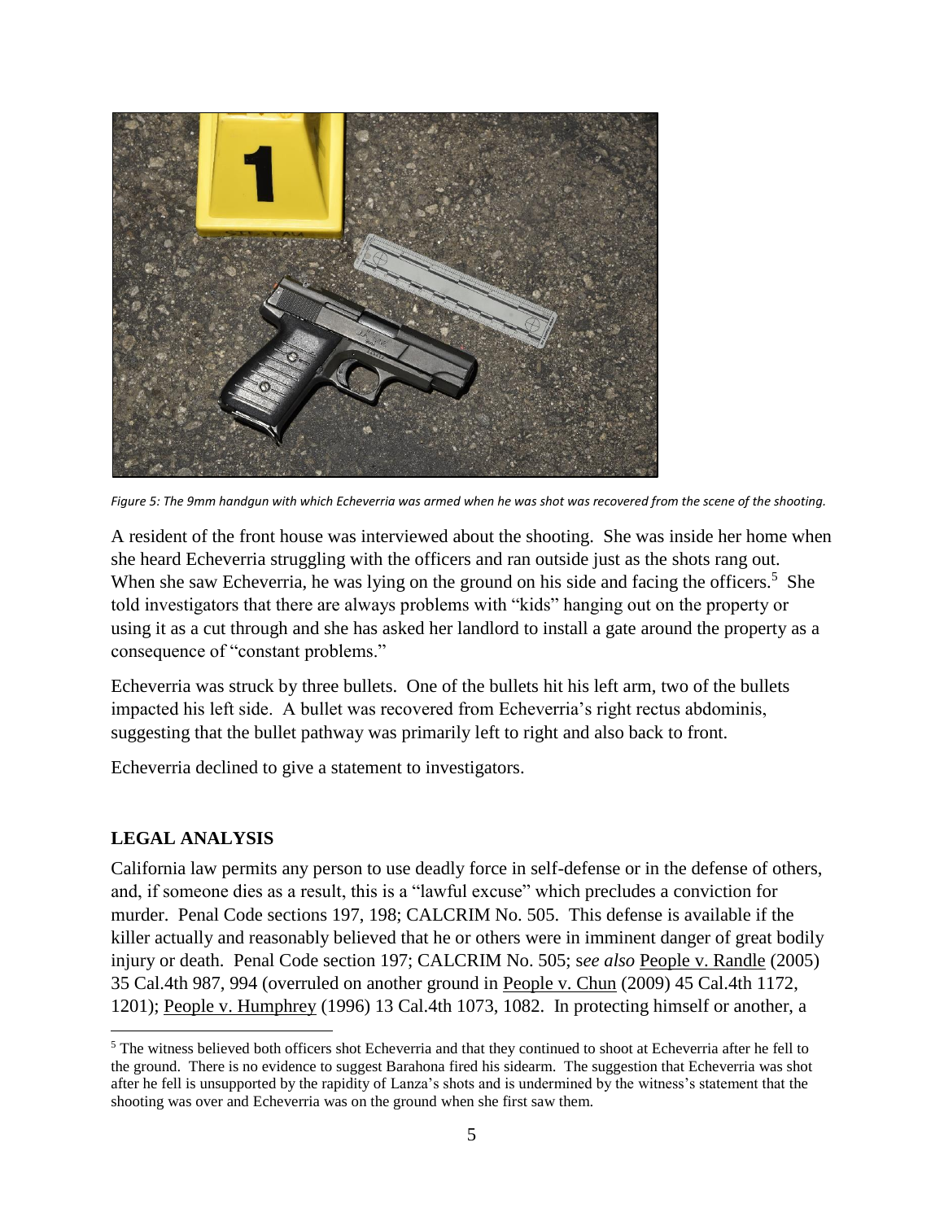*Figure 5: The 9mm handgun with which Echeverria was armed when he was shot was recovered from the scene of the shooting.*

A resident of the front house was interviewed about the shooting. She was inside her home when she heard Echeverria struggling with the officers and ran outside just as the shots rang out. When she saw Echeverria, he was lying on the ground on his side and facing the officers.[5] She told investigators that there are always problems with "kids" hanging out on the property or using it as a cut through and she has asked her landlord to install a gate around the property as a consequence of "constant problems."

Echeverria was struck by three bullets. One of the bullets hit his left arm, two of the bullets impacted his left side. A bullet was recovered from Echeverria's right rectus abdominis, suggesting that the bullet pathway was primarily left to right and also back to front.

Echeverria declined to give a statement to investigators.

## LEGAL ANALYSIS

California law permits any person to use deadly force in self-defense or in the defense of others, and, if someone dies as a result, this is a "lawful excuse" which precludes a conviction for murder. Penal Code sections 197, 198; CALCRIM No. 505. This defense is available if the killer actually and reasonably believed that he or others were in imminent danger of great bodily injury or death. Penal Code section 197; CALCRIM No. 505; s*ee also* People v. Randle (2005) 35 Cal.4th 987, 994 (overruled on another ground in People v. Chun (2009) 45 Cal.4th 1172, 1201); People v. Humphrey (1996) 13 Cal.4th 1073, 1082. In protecting himself or another, a

---

[5] The witness believed both officers shot Echeverria and that they continued to shoot at Echeverria after he fell to the ground. There is no evidence to suggest Barahona fired his sidearm. The suggestion that Echeverria was shot after he fell is unsupported by the rapidity of Lanza's shots and is undermined by the witness's statement that the shooting was over and Echeverria was on the ground when she first saw them.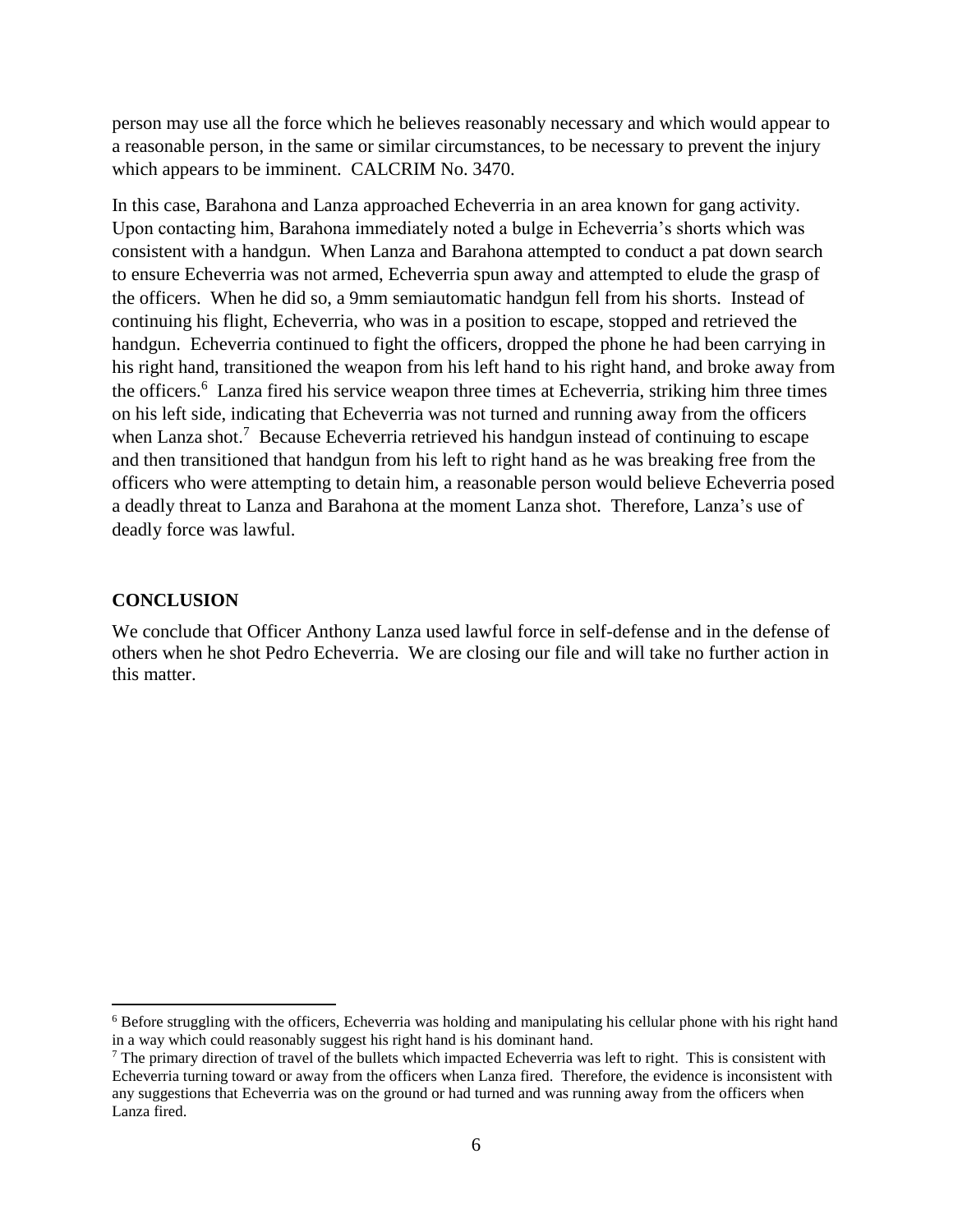person may use all the force which he believes reasonably necessary and which would appear to a reasonable person, in the same or similar circumstances, to be necessary to prevent the injury which appears to be imminent. CALCRIM No. 3470.

In this case, Barahona and Lanza approached Echeverria in an area known for gang activity. Upon contacting him, Barahona immediately noted a bulge in Echeverria's shorts which was consistent with a handgun. When Lanza and Barahona attempted to conduct a pat down search to ensure Echeverria was not armed, Echeverria spun away and attempted to elude the grasp of the officers. When he did so, a 9mm semiautomatic handgun fell from his shorts. Instead of continuing his flight, Echeverria, who was in a position to escape, stopped and retrieved the handgun. Echeverria continued to fight the officers, dropped the phone he had been carrying in his right hand, transitioned the weapon from his left hand to his right hand, and broke away from the officers.[6] Lanza fired his service weapon three times at Echeverria, striking him three times on his left side, indicating that Echeverria was not turned and running away from the officers when Lanza shot.[7] Because Echeverria retrieved his handgun instead of continuing to escape and then transitioned that handgun from his left to right hand as he was breaking free from the officers who were attempting to detain him, a reasonable person would believe Echeverria posed a deadly threat to Lanza and Barahona at the moment Lanza shot. Therefore, Lanza's use of deadly force was lawful.

## CONCLUSION

We conclude that Officer Anthony Lanza used lawful force in self-defense and in the defense of others when he shot Pedro Echeverria. We are closing our file and will take no further action in this matter.

---

[6] Before struggling with the officers, Echeverria was holding and manipulating his cellular phone with his right hand in a way which could reasonably suggest his right hand is his dominant hand.

[7] The primary direction of travel of the bullets which impacted Echeverria was left to right. This is consistent with Echeverria turning toward or away from the officers when Lanza fired. Therefore, the evidence is inconsistent with any suggestions that Echeverria was on the ground or had turned and was running away from the officers when Lanza fired.